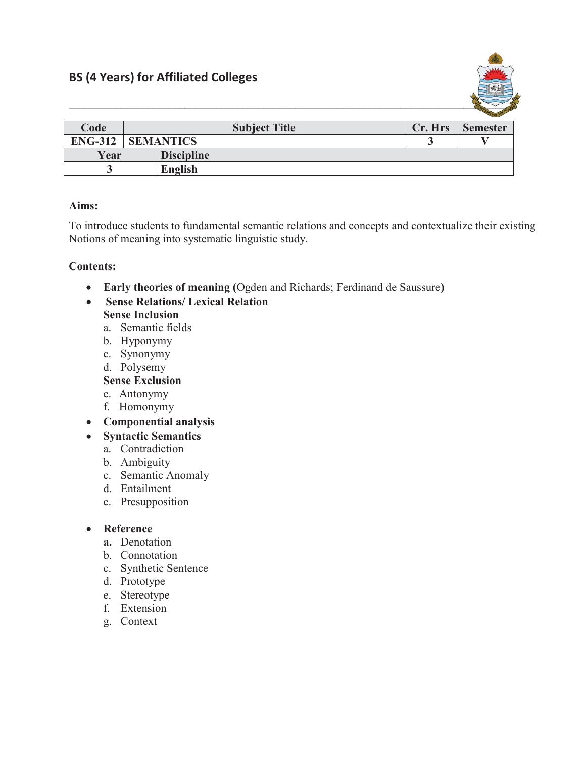## BS (4 Years) for Affiliated Colleges

| Code | Subject Title | | Cr. Hrs | Semester |
|---|---|---|---|---|
| ENG-312 | SEMANTICS | | 3 | V |
| Year | | Discipline | | |
| 3 | | English | | |

**Aims:**

To introduce students to fundamental semantic relations and concepts and contextualize their existing Notions of meaning into systematic linguistic study.

**Contents:**

- **Early theories of meaning (**Ogden and Richards; Ferdinand de Saussure**)**
- **Sense Relations/ Lexical Relation**
  
  **Sense Inclusion**
  
  a. Semantic fields
  b. Hyponymy
  c. Synonymy
  d. Polysemy
  
  **Sense Exclusion**
  
  e. Antonymy
  f. Homonymy
- **Componential analysis**
- **Syntactic Semantics**
  
  a. Contradiction
  b. Ambiguity
  c. Semantic Anomaly
  d. Entailment
  e. Presupposition
- **Reference**
  
  **a.** Denotation
  b. Connotation
  c. Synthetic Sentence
  d. Prototype
  e. Stereotype
  f. Extension
  g. Context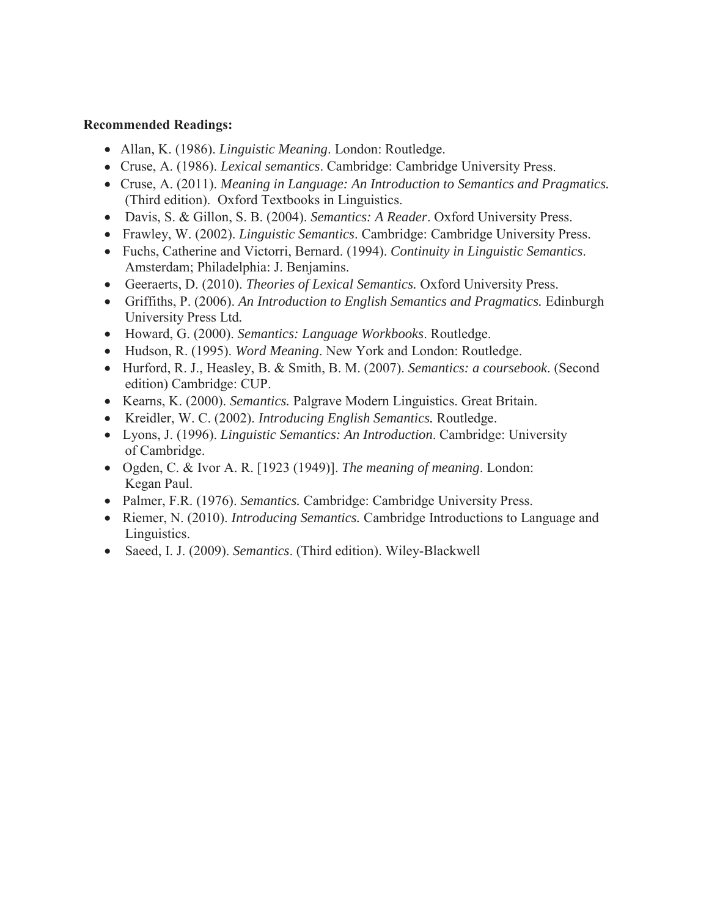**Recommended Readings:**

- Allan, K. (1986). *Linguistic Meaning*. London: Routledge.
- Cruse, A. (1986). *Lexical semantics*. Cambridge: Cambridge University Press.
- Cruse, A. (2011). *Meaning in Language: An Introduction to Semantics and Pragmatics.* (Third edition). Oxford Textbooks in Linguistics.
- Davis, S. & Gillon, S. B. (2004). *Semantics: A Reader*. Oxford University Press.
- Frawley, W. (2002). *Linguistic Semantics*. Cambridge: Cambridge University Press.
- Fuchs, Catherine and Victorri, Bernard. (1994). *Continuity in Linguistic Semantics*. Amsterdam; Philadelphia: J. Benjamins.
- Geeraerts, D. (2010). *Theories of Lexical Semantics.* Oxford University Press.
- Griffiths, P. (2006). *An Introduction to English Semantics and Pragmatics.* Edinburgh University Press Ltd.
- Howard, G. (2000). *Semantics: Language Workbooks*. Routledge.
- Hudson, R. (1995). *Word Meaning*. New York and London: Routledge.
- Hurford, R. J., Heasley, B. & Smith, B. M. (2007). *Semantics: a coursebook*. (Second edition) Cambridge: CUP.
- Kearns, K. (2000). *Semantics.* Palgrave Modern Linguistics. Great Britain.
- Kreidler, W. C. (2002). *Introducing English Semantics.* Routledge.
- Lyons, J. (1996). *Linguistic Semantics: An Introduction*. Cambridge: University of Cambridge.
- Ogden, C. & Ivor A. R. [1923 (1949)]. *The meaning of meaning*. London: Kegan Paul.
- Palmer, F.R. (1976). *Semantics.* Cambridge: Cambridge University Press.
- Riemer, N. (2010). *Introducing Semantics.* Cambridge Introductions to Language and Linguistics.
- Saeed, I. J. (2009). *Semantics*. (Third edition). Wiley-Blackwell